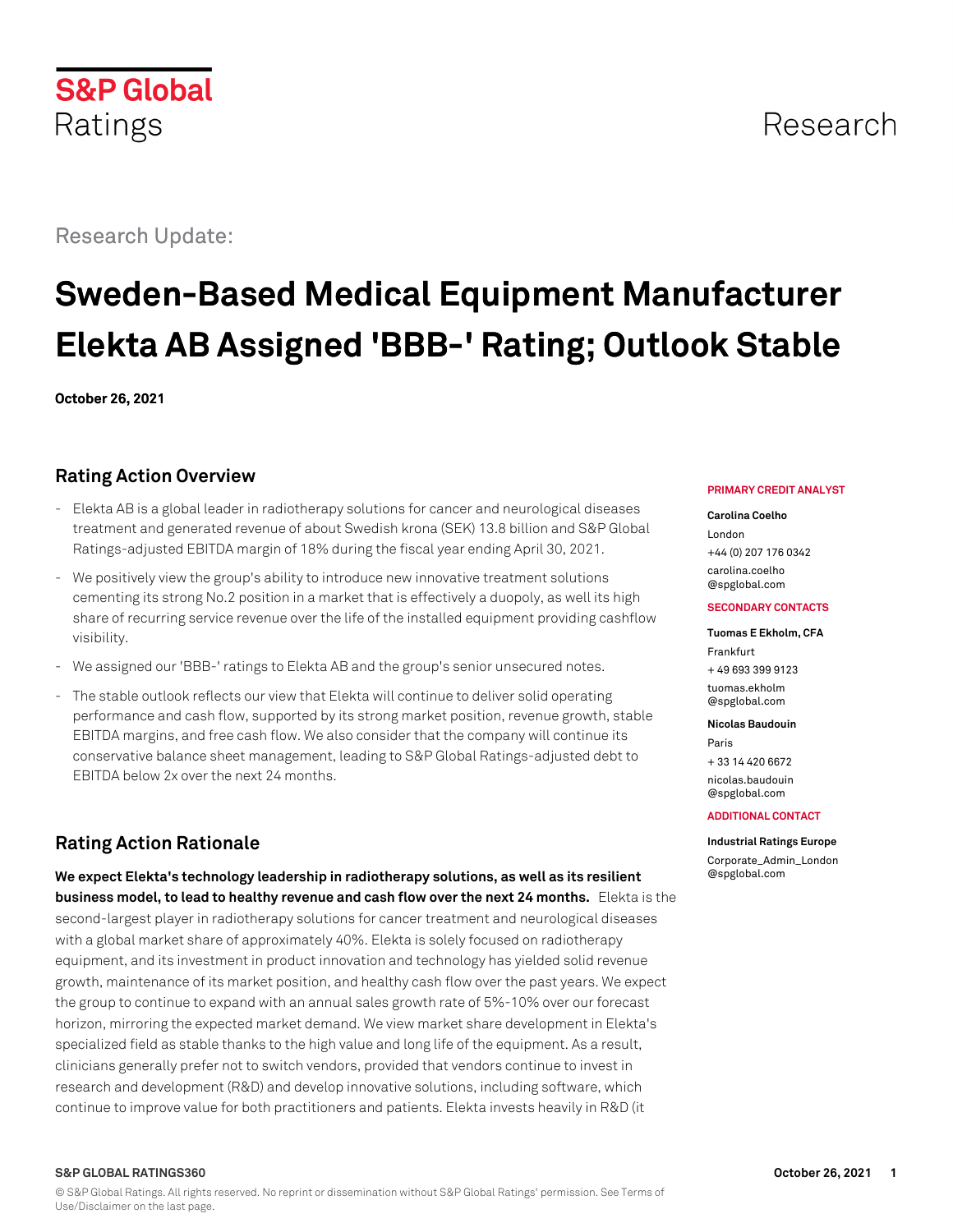S&P Global Ratings

Research

Research Update:

# Sweden-Based Medical Equipment Manufacturer Elekta AB Assigned 'BBB-' Rating; Outlook Stable

**October 26, 2021**

## Rating Action Overview

- Elekta AB is a global leader in radiotherapy solutions for cancer and neurological diseases treatment and generated revenue of about Swedish krona (SEK) 13.8 billion and S&P Global Ratings-adjusted EBITDA margin of 18% during the fiscal year ending April 30, 2021.
- We positively view the group's ability to introduce new innovative treatment solutions cementing its strong No.2 position in a market that is effectively a duopoly, as well its high share of recurring service revenue over the life of the installed equipment providing cashflow visibility.
- We assigned our 'BBB-' ratings to Elekta AB and the group's senior unsecured notes.
- The stable outlook reflects our view that Elekta will continue to deliver solid operating performance and cash flow, supported by its strong market position, revenue growth, stable EBITDA margins, and free cash flow. We also consider that the company will continue its conservative balance sheet management, leading to S&P Global Ratings-adjusted debt to EBITDA below 2x over the next 24 months.

## Rating Action Rationale

**We expect Elekta's technology leadership in radiotherapy solutions, as well as its resilient business model, to lead to healthy revenue and cash flow over the next 24 months.** Elekta is the second-largest player in radiotherapy solutions for cancer treatment and neurological diseases with a global market share of approximately 40%. Elekta is solely focused on radiotherapy equipment, and its investment in product innovation and technology has yielded solid revenue growth, maintenance of its market position, and healthy cash flow over the past years. We expect the group to continue to expand with an annual sales growth rate of 5%-10% over our forecast horizon, mirroring the expected market demand. We view market share development in Elekta's specialized field as stable thanks to the high value and long life of the equipment. As a result, clinicians generally prefer not to switch vendors, provided that vendors continue to invest in research and development (R&D) and develop innovative solutions, including software, which continue to improve value for both practitioners and patients. Elekta invests heavily in R&D (it

**PRIMARY CREDIT ANALYST**

**Carolina Coelho**
London
+44 (0) 207 176 0342
carolina.coelho
@spglobal.com

**SECONDARY CONTACTS**

**Tuomas E Ekholm, CFA**
Frankfurt
+ 49 693 399 9123
tuomas.ekholm
@spglobal.com

**Nicolas Baudouin**
Paris
+ 33 14 420 6672
nicolas.baudouin
@spglobal.com

**ADDITIONAL CONTACT**

**Industrial Ratings Europe**
Corporate_Admin_London
@spglobal.com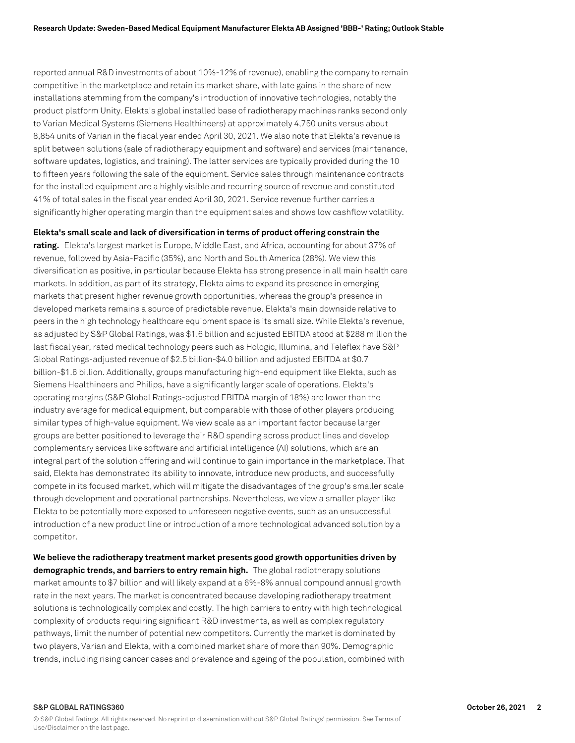reported annual R&D investments of about 10%-12% of revenue), enabling the company to remain competitive in the marketplace and retain its market share, with late gains in the share of new installations stemming from the company's introduction of innovative technologies, notably the product platform Unity. Elekta's global installed base of radiotherapy machines ranks second only to Varian Medical Systems (Siemens Healthineers) at approximately 4,750 units versus about 8,854 units of Varian in the fiscal year ended April 30, 2021. We also note that Elekta's revenue is split between solutions (sale of radiotherapy equipment and software) and services (maintenance, software updates, logistics, and training). The latter services are typically provided during the 10 to fifteen years following the sale of the equipment. Service sales through maintenance contracts for the installed equipment are a highly visible and recurring source of revenue and constituted 41% of total sales in the fiscal year ended April 30, 2021. Service revenue further carries a significantly higher operating margin than the equipment sales and shows low cashflow volatility.

**Elekta's small scale and lack of diversification in terms of product offering constrain the rating.** Elekta's largest market is Europe, Middle East, and Africa, accounting for about 37% of revenue, followed by Asia-Pacific (35%), and North and South America (28%). We view this diversification as positive, in particular because Elekta has strong presence in all main health care markets. In addition, as part of its strategy, Elekta aims to expand its presence in emerging markets that present higher revenue growth opportunities, whereas the group's presence in developed markets remains a source of predictable revenue. Elekta's main downside relative to peers in the high technology healthcare equipment space is its small size. While Elekta's revenue, as adjusted by S&P Global Ratings, was $1.6 billion and adjusted EBITDA stood at $288 million the last fiscal year, rated medical technology peers such as Hologic, Illumina, and Teleflex have S&P Global Ratings-adjusted revenue of $2.5 billion-$4.0 billion and adjusted EBITDA at $0.7 billion-$1.6 billion. Additionally, groups manufacturing high-end equipment like Elekta, such as Siemens Healthineers and Philips, have a significantly larger scale of operations. Elekta's operating margins (S&P Global Ratings-adjusted EBITDA margin of 18%) are lower than the industry average for medical equipment, but comparable with those of other players producing similar types of high-value equipment. We view scale as an important factor because larger groups are better positioned to leverage their R&D spending across product lines and develop complementary services like software and artificial intelligence (AI) solutions, which are an integral part of the solution offering and will continue to gain importance in the marketplace. That said, Elekta has demonstrated its ability to innovate, introduce new products, and successfully compete in its focused market, which will mitigate the disadvantages of the group's smaller scale through development and operational partnerships. Nevertheless, we view a smaller player like Elekta to be potentially more exposed to unforeseen negative events, such as an unsuccessful introduction of a new product line or introduction of a more technological advanced solution by a competitor.

**We believe the radiotherapy treatment market presents good growth opportunities driven by demographic trends, and barriers to entry remain high.** The global radiotherapy solutions market amounts to $7 billion and will likely expand at a 6%-8% annual compound annual growth rate in the next years. The market is concentrated because developing radiotherapy treatment solutions is technologically complex and costly. The high barriers to entry with high technological complexity of products requiring significant R&D investments, as well as complex regulatory pathways, limit the number of potential new competitors. Currently the market is dominated by two players, Varian and Elekta, with a combined market share of more than 90%. Demographic trends, including rising cancer cases and prevalence and ageing of the population, combined with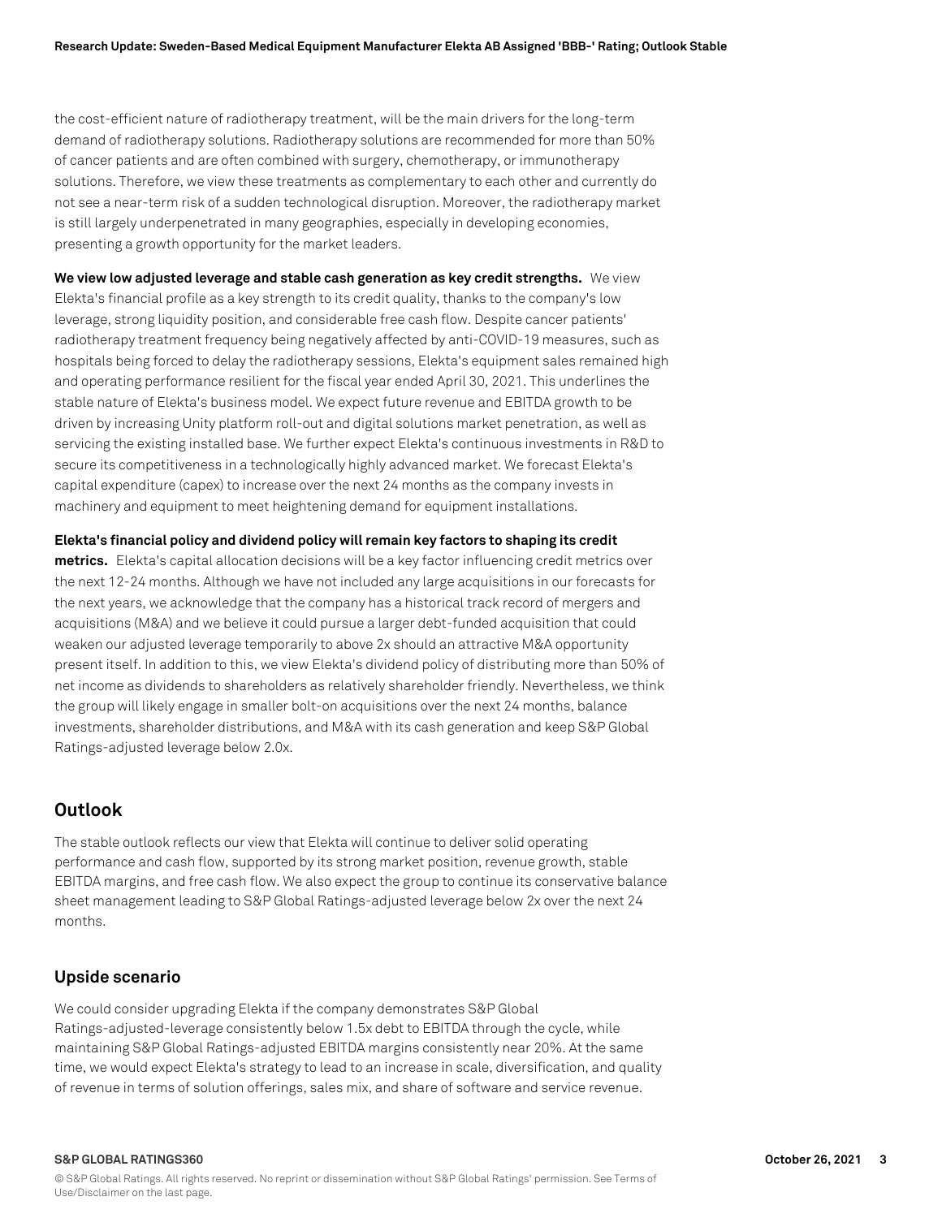the cost-efficient nature of radiotherapy treatment, will be the main drivers for the long-term demand of radiotherapy solutions. Radiotherapy solutions are recommended for more than 50% of cancer patients and are often combined with surgery, chemotherapy, or immunotherapy solutions. Therefore, we view these treatments as complementary to each other and currently do not see a near-term risk of a sudden technological disruption. Moreover, the radiotherapy market is still largely underpenetrated in many geographies, especially in developing economies, presenting a growth opportunity for the market leaders.

**We view low adjusted leverage and stable cash generation as key credit strengths.** We view Elekta's financial profile as a key strength to its credit quality, thanks to the company's low leverage, strong liquidity position, and considerable free cash flow. Despite cancer patients' radiotherapy treatment frequency being negatively affected by anti-COVID-19 measures, such as hospitals being forced to delay the radiotherapy sessions, Elekta's equipment sales remained high and operating performance resilient for the fiscal year ended April 30, 2021. This underlines the stable nature of Elekta's business model. We expect future revenue and EBITDA growth to be driven by increasing Unity platform roll-out and digital solutions market penetration, as well as servicing the existing installed base. We further expect Elekta's continuous investments in R&D to secure its competitiveness in a technologically highly advanced market. We forecast Elekta's capital expenditure (capex) to increase over the next 24 months as the company invests in machinery and equipment to meet heightening demand for equipment installations.

**Elekta's financial policy and dividend policy will remain key factors to shaping its credit metrics.** Elekta's capital allocation decisions will be a key factor influencing credit metrics over the next 12-24 months. Although we have not included any large acquisitions in our forecasts for the next years, we acknowledge that the company has a historical track record of mergers and acquisitions (M&A) and we believe it could pursue a larger debt-funded acquisition that could weaken our adjusted leverage temporarily to above 2x should an attractive M&A opportunity present itself. In addition to this, we view Elekta's dividend policy of distributing more than 50% of net income as dividends to shareholders as relatively shareholder friendly. Nevertheless, we think the group will likely engage in smaller bolt-on acquisitions over the next 24 months, balance investments, shareholder distributions, and M&A with its cash generation and keep S&P Global Ratings-adjusted leverage below 2.0x.

## Outlook

The stable outlook reflects our view that Elekta will continue to deliver solid operating performance and cash flow, supported by its strong market position, revenue growth, stable EBITDA margins, and free cash flow. We also expect the group to continue its conservative balance sheet management leading to S&P Global Ratings-adjusted leverage below 2x over the next 24 months.

## Upside scenario

We could consider upgrading Elekta if the company demonstrates S&P Global Ratings-adjusted-leverage consistently below 1.5x debt to EBITDA through the cycle, while maintaining S&P Global Ratings-adjusted EBITDA margins consistently near 20%. At the same time, we would expect Elekta's strategy to lead to an increase in scale, diversification, and quality of revenue in terms of solution offerings, sales mix, and share of software and service revenue.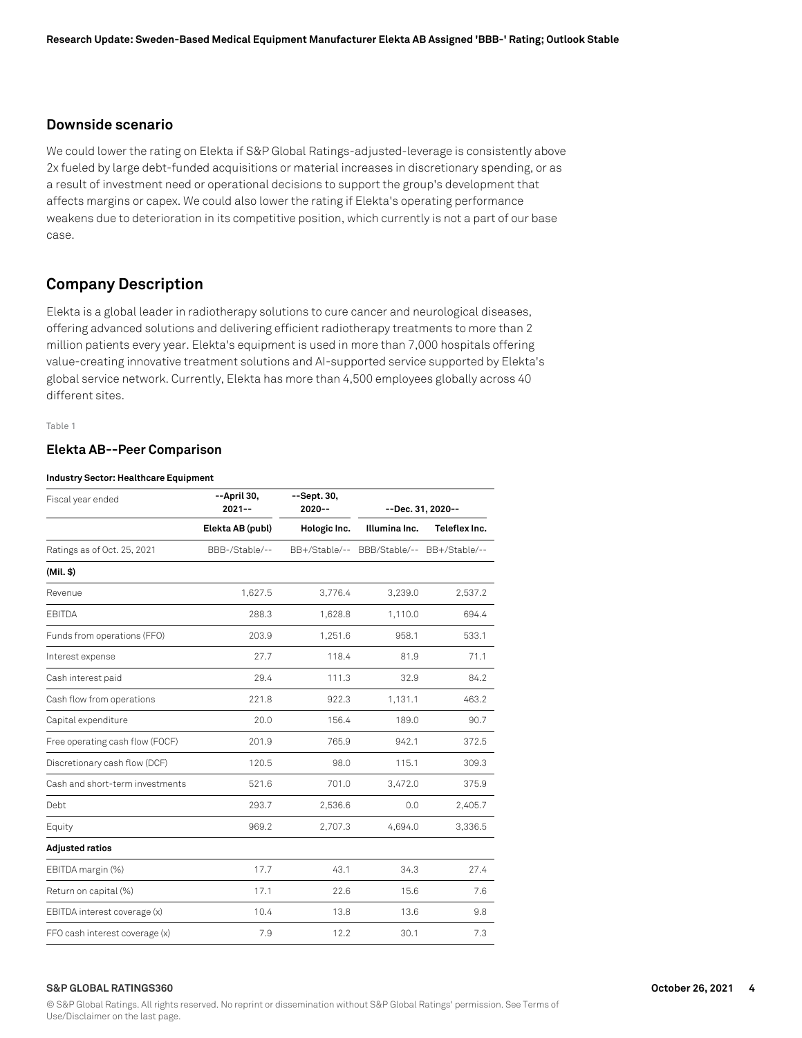### Downside scenario

We could lower the rating on Elekta if S&P Global Ratings-adjusted-leverage is consistently above 2x fueled by large debt-funded acquisitions or material increases in discretionary spending, or as a result of investment need or operational decisions to support the group's development that affects margins or capex. We could also lower the rating if Elekta's operating performance weakens due to deterioration in its competitive position, which currently is not a part of our base case.

## Company Description

Elekta is a global leader in radiotherapy solutions to cure cancer and neurological diseases, offering advanced solutions and delivering efficient radiotherapy treatments to more than 2 million patients every year. Elekta's equipment is used in more than 7,000 hospitals offering value-creating innovative treatment solutions and AI-supported service supported by Elekta's global service network. Currently, Elekta has more than 4,500 employees globally across 40 different sites.

Table 1

### Elekta AB--Peer Comparison

**Industry Sector: Healthcare Equipment**

| Fiscal year ended | --April 30, 2021-- | --Sept. 30, 2020-- | --Dec. 31, 2020-- | |
|---|---|---|---|---|
| | **Elekta AB (publ)** | **Hologic Inc.** | **Illumina Inc.** | **Teleflex Inc.** |
| Ratings as of Oct. 25, 2021 | BBB-/Stable/-- | BB+/Stable/-- | BBB/Stable/-- | BB+/Stable/-- |
| **(Mil. $)** | | | | |
| Revenue | 1,627.5 | 3,776.4 | 3,239.0 | 2,537.2 |
| EBITDA | 288.3 | 1,628.8 | 1,110.0 | 694.4 |
| Funds from operations (FFO) | 203.9 | 1,251.6 | 958.1 | 533.1 |
| Interest expense | 27.7 | 118.4 | 81.9 | 71.1 |
| Cash interest paid | 29.4 | 111.3 | 32.9 | 84.2 |
| Cash flow from operations | 221.8 | 922.3 | 1,131.1 | 463.2 |
| Capital expenditure | 20.0 | 156.4 | 189.0 | 90.7 |
| Free operating cash flow (FOCF) | 201.9 | 765.9 | 942.1 | 372.5 |
| Discretionary cash flow (DCF) | 120.5 | 98.0 | 115.1 | 309.3 |
| Cash and short-term investments | 521.6 | 701.0 | 3,472.0 | 375.9 |
| Debt | 293.7 | 2,536.6 | 0.0 | 2,405.7 |
| Equity | 969.2 | 2,707.3 | 4,694.0 | 3,336.5 |
| **Adjusted ratios** | | | | |
| EBITDA margin (%) | 17.7 | 43.1 | 34.3 | 27.4 |
| Return on capital (%) | 17.1 | 22.6 | 15.6 | 7.6 |
| EBITDA interest coverage (x) | 10.4 | 13.8 | 13.6 | 9.8 |
| FFO cash interest coverage (x) | 7.9 | 12.2 | 30.1 | 7.3 |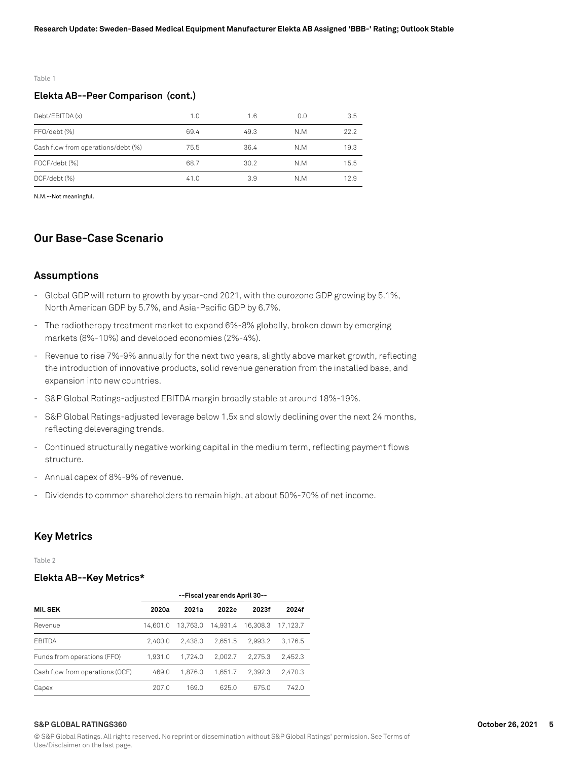Table 1

### Elekta AB--Peer Comparison (cont.)

| | | | | |
|---|---|---|---|---|
| Debt/EBITDA (x) | 1.0 | 1.6 | 0.0 | 3.5 |
| FFO/debt (%) | 69.4 | 49.3 | N.M | 22.2 |
| Cash flow from operations/debt (%) | 75.5 | 36.4 | N.M | 19.3 |
| FOCF/debt (%) | 68.7 | 30.2 | N.M | 15.5 |
| DCF/debt (%) | 41.0 | 3.9 | N.M | 12.9 |

N.M.--Not meaningful.

## Our Base-Case Scenario

### Assumptions

- Global GDP will return to growth by year-end 2021, with the eurozone GDP growing by 5.1%, North American GDP by 5.7%, and Asia-Pacific GDP by 6.7%.
- The radiotherapy treatment market to expand 6%-8% globally, broken down by emerging markets (8%-10%) and developed economies (2%-4%).
- Revenue to rise 7%-9% annually for the next two years, slightly above market growth, reflecting the introduction of innovative products, solid revenue generation from the installed base, and expansion into new countries.
- S&P Global Ratings-adjusted EBITDA margin broadly stable at around 18%-19%.
- S&P Global Ratings-adjusted leverage below 1.5x and slowly declining over the next 24 months, reflecting deleveraging trends.
- Continued structurally negative working capital in the medium term, reflecting payment flows structure.
- Annual capex of 8%-9% of revenue.
- Dividends to common shareholders to remain high, at about 50%-70% of net income.

## Key Metrics

Table 2

### Elekta AB--Key Metrics*

| | --Fiscal year ends April 30-- | | | | |
|---|---|---|---|---|---|
| **Mil. SEK** | **2020a** | **2021a** | **2022e** | **2023f** | **2024f** |
| Revenue | 14,601.0 | 13,763.0 | 14,931.4 | 16,308.3 | 17,123.7 |
| EBITDA | 2,400.0 | 2,438.0 | 2,651.5 | 2,993.2 | 3,176.5 |
| Funds from operations (FFO) | 1,931.0 | 1,724.0 | 2,002.7 | 2,275.3 | 2,452.3 |
| Cash flow from operations (OCF) | 469.0 | 1,876.0 | 1,651.7 | 2,392.3 | 2,470.3 |
| Capex | 207.0 | 169.0 | 625.0 | 675.0 | 742.0 |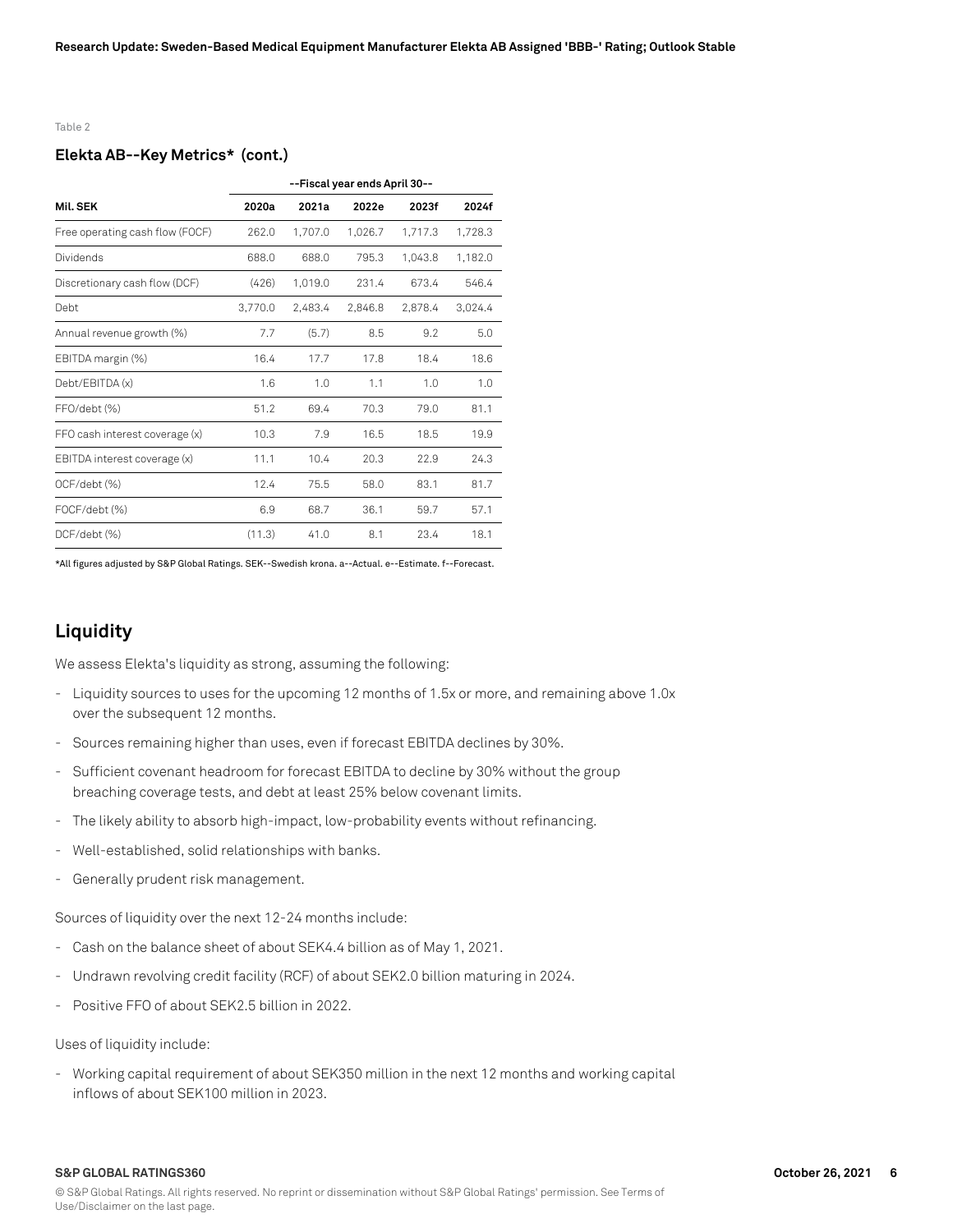Table 2

### Elekta AB--Key Metrics* (cont.)

| | --Fiscal year ends April 30-- | | | | |
|---|---|---|---|---|---|
| **Mil. SEK** | **2020a** | **2021a** | **2022e** | **2023f** | **2024f** |
| Free operating cash flow (FOCF) | 262.0 | 1,707.0 | 1,026.7 | 1,717.3 | 1,728.3 |
| Dividends | 688.0 | 688.0 | 795.3 | 1,043.8 | 1,182.0 |
| Discretionary cash flow (DCF) | (426) | 1,019.0 | 231.4 | 673.4 | 546.4 |
| Debt | 3,770.0 | 2,483.4 | 2,846.8 | 2,878.4 | 3,024.4 |
| Annual revenue growth (%) | 7.7 | (5.7) | 8.5 | 9.2 | 5.0 |
| EBITDA margin (%) | 16.4 | 17.7 | 17.8 | 18.4 | 18.6 |
| Debt/EBITDA (x) | 1.6 | 1.0 | 1.1 | 1.0 | 1.0 |
| FFO/debt (%) | 51.2 | 69.4 | 70.3 | 79.0 | 81.1 |
| FFO cash interest coverage (x) | 10.3 | 7.9 | 16.5 | 18.5 | 19.9 |
| EBITDA interest coverage (x) | 11.1 | 10.4 | 20.3 | 22.9 | 24.3 |
| OCF/debt (%) | 12.4 | 75.5 | 58.0 | 83.1 | 81.7 |
| FOCF/debt (%) | 6.9 | 68.7 | 36.1 | 59.7 | 57.1 |
| DCF/debt (%) | (11.3) | 41.0 | 8.1 | 23.4 | 18.1 |

*All figures adjusted by S&P Global Ratings. SEK--Swedish krona. a--Actual. e--Estimate. f--Forecast.

## Liquidity

We assess Elekta's liquidity as strong, assuming the following:

- Liquidity sources to uses for the upcoming 12 months of 1.5x or more, and remaining above 1.0x over the subsequent 12 months.
- Sources remaining higher than uses, even if forecast EBITDA declines by 30%.
- Sufficient covenant headroom for forecast EBITDA to decline by 30% without the group breaching coverage tests, and debt at least 25% below covenant limits.
- The likely ability to absorb high-impact, low-probability events without refinancing.
- Well-established, solid relationships with banks.
- Generally prudent risk management.

Sources of liquidity over the next 12-24 months include:

- Cash on the balance sheet of about SEK4.4 billion as of May 1, 2021.
- Undrawn revolving credit facility (RCF) of about SEK2.0 billion maturing in 2024.
- Positive FFO of about SEK2.5 billion in 2022.

Uses of liquidity include:

- Working capital requirement of about SEK350 million in the next 12 months and working capital inflows of about SEK100 million in 2023.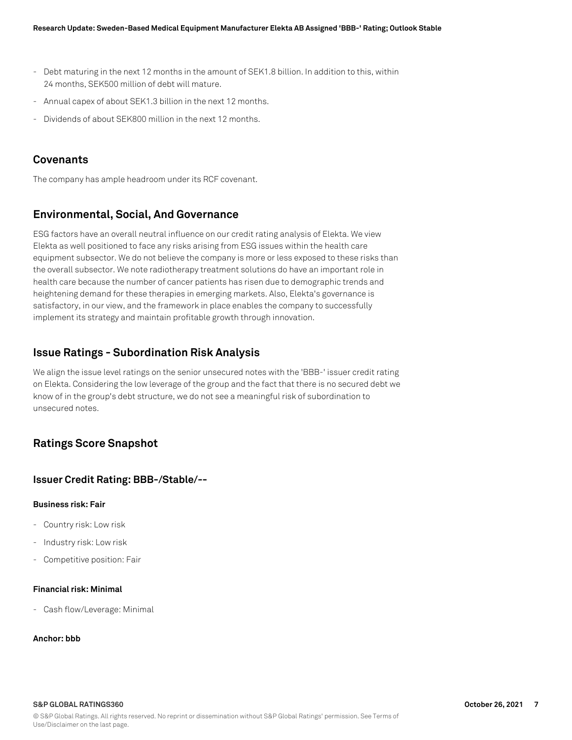- Debt maturing in the next 12 months in the amount of SEK1.8 billion. In addition to this, within 24 months, SEK500 million of debt will mature.
- Annual capex of about SEK1.3 billion in the next 12 months.
- Dividends of about SEK800 million in the next 12 months.

## Covenants

The company has ample headroom under its RCF covenant.

## Environmental, Social, And Governance

ESG factors have an overall neutral influence on our credit rating analysis of Elekta. We view Elekta as well positioned to face any risks arising from ESG issues within the health care equipment subsector. We do not believe the company is more or less exposed to these risks than the overall subsector. We note radiotherapy treatment solutions do have an important role in health care because the number of cancer patients has risen due to demographic trends and heightening demand for these therapies in emerging markets. Also, Elekta's governance is satisfactory, in our view, and the framework in place enables the company to successfully implement its strategy and maintain profitable growth through innovation.

## Issue Ratings - Subordination Risk Analysis

We align the issue level ratings on the senior unsecured notes with the 'BBB-' issuer credit rating on Elekta. Considering the low leverage of the group and the fact that there is no secured debt we know of in the group's debt structure, we do not see a meaningful risk of subordination to unsecured notes.

## Ratings Score Snapshot

### Issuer Credit Rating: BBB-/Stable/--

**Business risk: Fair**

- Country risk: Low risk
- Industry risk: Low risk
- Competitive position: Fair

**Financial risk: Minimal**

- Cash flow/Leverage: Minimal

**Anchor: bbb**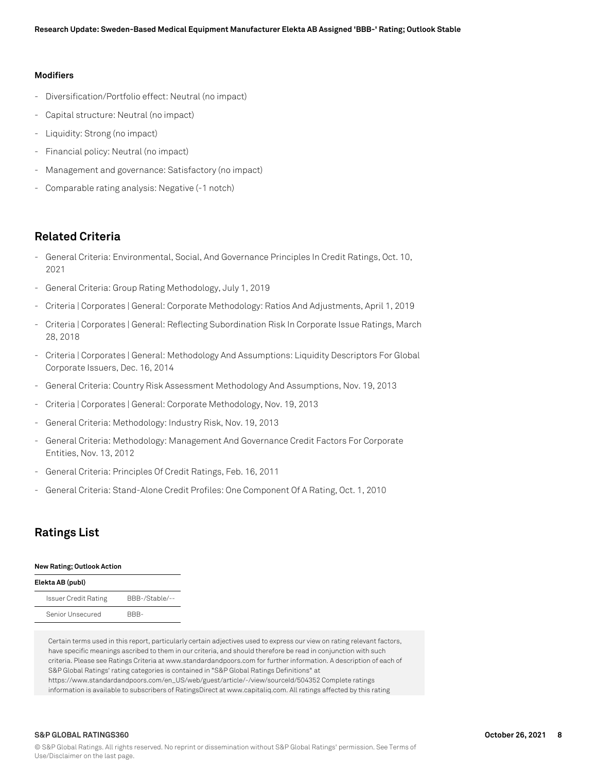**Modifiers**

- Diversification/Portfolio effect: Neutral (no impact)
- Capital structure: Neutral (no impact)
- Liquidity: Strong (no impact)
- Financial policy: Neutral (no impact)
- Management and governance: Satisfactory (no impact)
- Comparable rating analysis: Negative (-1 notch)

## Related Criteria

- General Criteria: Environmental, Social, And Governance Principles In Credit Ratings, Oct. 10, 2021
- General Criteria: Group Rating Methodology, July 1, 2019
- Criteria | Corporates | General: Corporate Methodology: Ratios And Adjustments, April 1, 2019
- Criteria | Corporates | General: Reflecting Subordination Risk In Corporate Issue Ratings, March 28, 2018
- Criteria | Corporates | General: Methodology And Assumptions: Liquidity Descriptors For Global Corporate Issuers, Dec. 16, 2014
- General Criteria: Country Risk Assessment Methodology And Assumptions, Nov. 19, 2013
- Criteria | Corporates | General: Corporate Methodology, Nov. 19, 2013
- General Criteria: Methodology: Industry Risk, Nov. 19, 2013
- General Criteria: Methodology: Management And Governance Credit Factors For Corporate Entities, Nov. 13, 2012
- General Criteria: Principles Of Credit Ratings, Feb. 16, 2011
- General Criteria: Stand-Alone Credit Profiles: One Component Of A Rating, Oct. 1, 2010

## Ratings List

| New Rating; Outlook Action | |
|---|---|
| **Elekta AB (publ)** | |
| Issuer Credit Rating | BBB-/Stable/-- |
| Senior Unsecured | BBB- |

Certain terms used in this report, particularly certain adjectives used to express our view on rating relevant factors, have specific meanings ascribed to them in our criteria, and should therefore be read in conjunction with such criteria. Please see Ratings Criteria at www.standardandpoors.com for further information. A description of each of S&P Global Ratings' rating categories is contained in "S&P Global Ratings Definitions" at https://www.standardandpoors.com/en_US/web/guest/article/-/view/sourceId/504352 Complete ratings information is available to subscribers of RatingsDirect at www.capitaliq.com. All ratings affected by this rating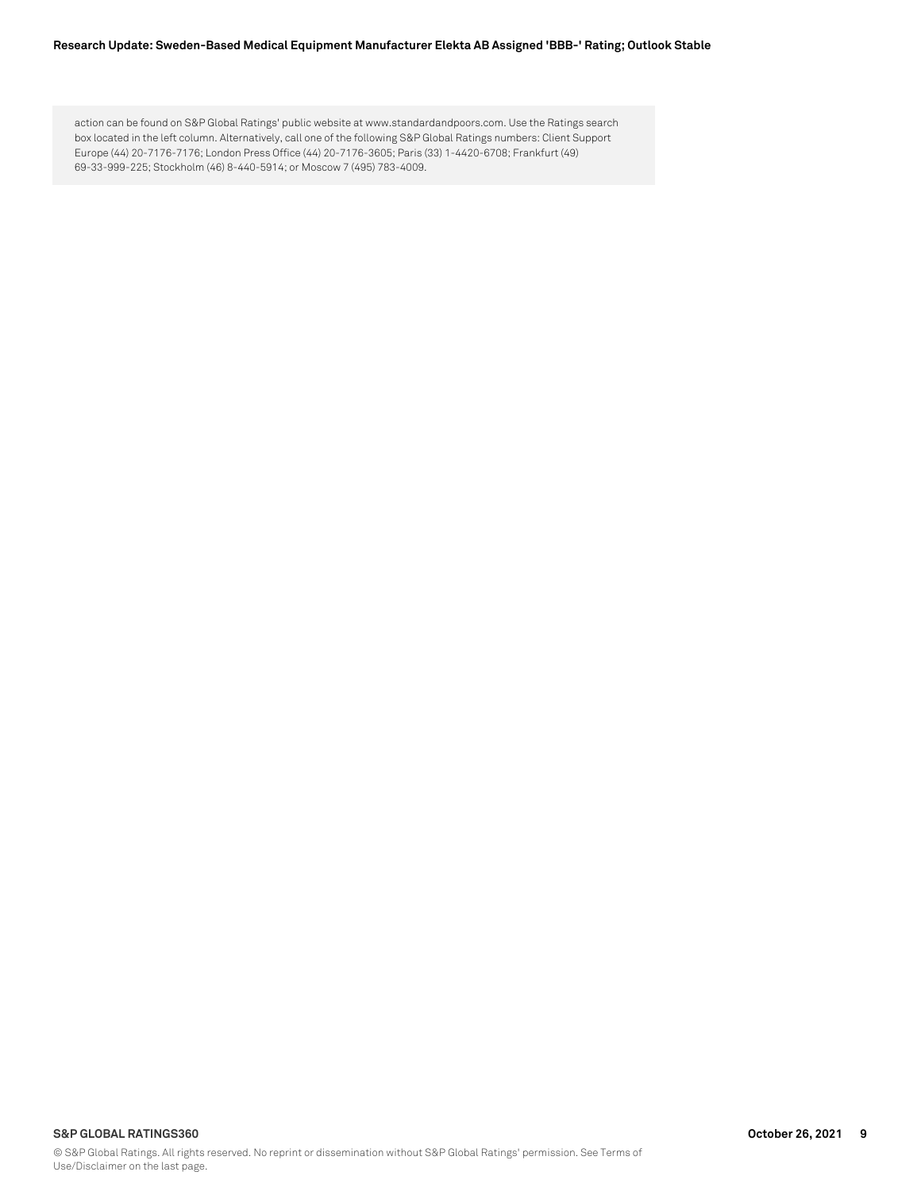action can be found on S&P Global Ratings' public website at www.standardandpoors.com. Use the Ratings search box located in the left column. Alternatively, call one of the following S&P Global Ratings numbers: Client Support Europe (44) 20-7176-7176; London Press Office (44) 20-7176-3605; Paris (33) 1-4420-6708; Frankfurt (49) 69-33-999-225; Stockholm (46) 8-440-5914; or Moscow 7 (495) 783-4009.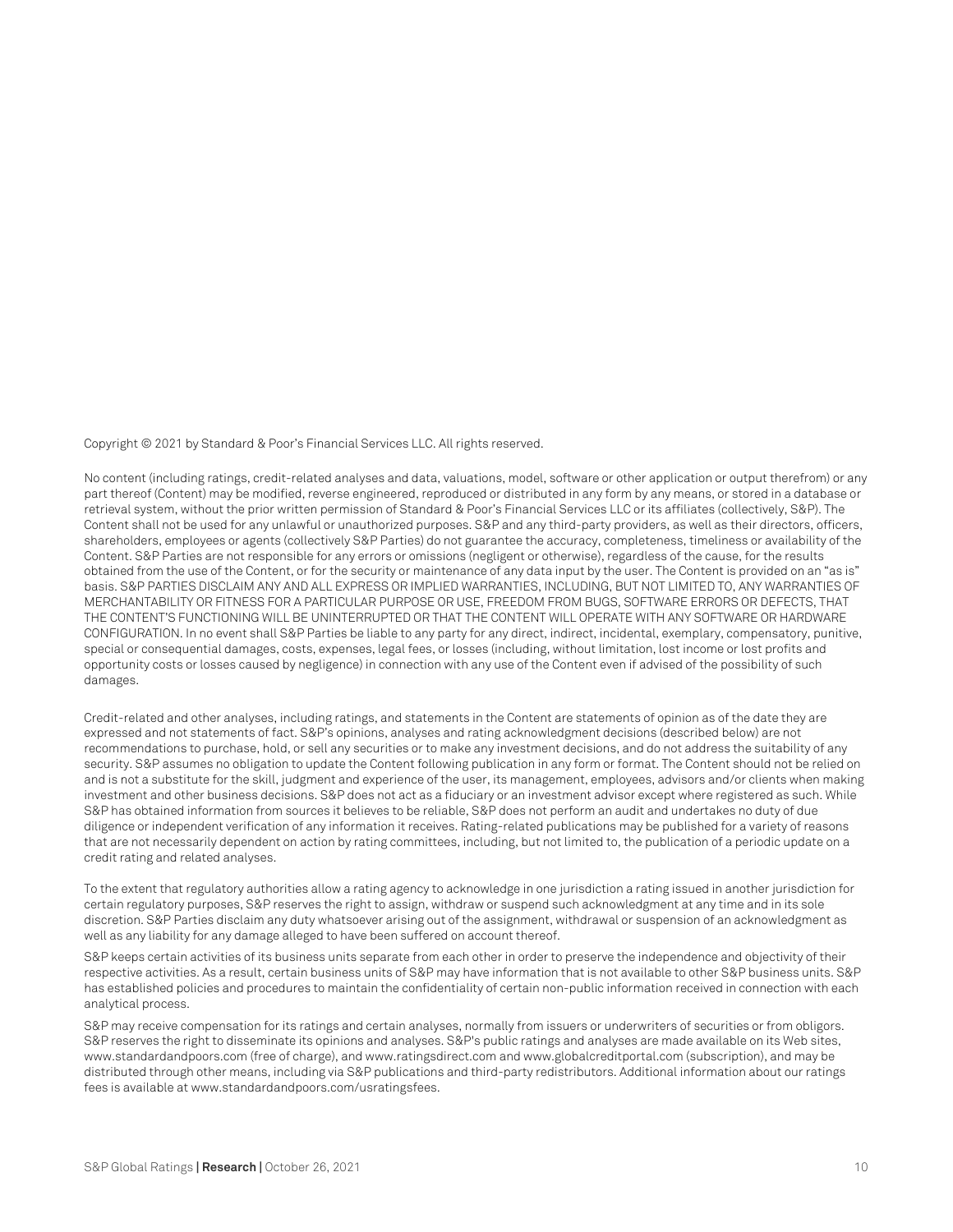Copyright © 2021 by Standard & Poor's Financial Services LLC. All rights reserved.

No content (including ratings, credit-related analyses and data, valuations, model, software or other application or output therefrom) or any part thereof (Content) may be modified, reverse engineered, reproduced or distributed in any form by any means, or stored in a database or retrieval system, without the prior written permission of Standard & Poor's Financial Services LLC or its affiliates (collectively, S&P). The Content shall not be used for any unlawful or unauthorized purposes. S&P and any third-party providers, as well as their directors, officers, shareholders, employees or agents (collectively S&P Parties) do not guarantee the accuracy, completeness, timeliness or availability of the Content. S&P Parties are not responsible for any errors or omissions (negligent or otherwise), regardless of the cause, for the results obtained from the use of the Content, or for the security or maintenance of any data input by the user. The Content is provided on an "as is" basis. S&P PARTIES DISCLAIM ANY AND ALL EXPRESS OR IMPLIED WARRANTIES, INCLUDING, BUT NOT LIMITED TO, ANY WARRANTIES OF MERCHANTABILITY OR FITNESS FOR A PARTICULAR PURPOSE OR USE, FREEDOM FROM BUGS, SOFTWARE ERRORS OR DEFECTS, THAT THE CONTENT'S FUNCTIONING WILL BE UNINTERRUPTED OR THAT THE CONTENT WILL OPERATE WITH ANY SOFTWARE OR HARDWARE CONFIGURATION. In no event shall S&P Parties be liable to any party for any direct, indirect, incidental, exemplary, compensatory, punitive, special or consequential damages, costs, expenses, legal fees, or losses (including, without limitation, lost income or lost profits and opportunity costs or losses caused by negligence) in connection with any use of the Content even if advised of the possibility of such damages.

Credit-related and other analyses, including ratings, and statements in the Content are statements of opinion as of the date they are expressed and not statements of fact. S&P's opinions, analyses and rating acknowledgment decisions (described below) are not recommendations to purchase, hold, or sell any securities or to make any investment decisions, and do not address the suitability of any security. S&P assumes no obligation to update the Content following publication in any form or format. The Content should not be relied on and is not a substitute for the skill, judgment and experience of the user, its management, employees, advisors and/or clients when making investment and other business decisions. S&P does not act as a fiduciary or an investment advisor except where registered as such. While S&P has obtained information from sources it believes to be reliable, S&P does not perform an audit and undertakes no duty of due diligence or independent verification of any information it receives. Rating-related publications may be published for a variety of reasons that are not necessarily dependent on action by rating committees, including, but not limited to, the publication of a periodic update on a credit rating and related analyses.

To the extent that regulatory authorities allow a rating agency to acknowledge in one jurisdiction a rating issued in another jurisdiction for certain regulatory purposes, S&P reserves the right to assign, withdraw or suspend such acknowledgment at any time and in its sole discretion. S&P Parties disclaim any duty whatsoever arising out of the assignment, withdrawal or suspension of an acknowledgment as well as any liability for any damage alleged to have been suffered on account thereof.

S&P keeps certain activities of its business units separate from each other in order to preserve the independence and objectivity of their respective activities. As a result, certain business units of S&P may have information that is not available to other S&P business units. S&P has established policies and procedures to maintain the confidentiality of certain non-public information received in connection with each analytical process.

S&P may receive compensation for its ratings and certain analyses, normally from issuers or underwriters of securities or from obligors. S&P reserves the right to disseminate its opinions and analyses. S&P's public ratings and analyses are made available on its Web sites, www.standardandpoors.com (free of charge), and www.ratingsdirect.com and www.globalcreditportal.com (subscription), and may be distributed through other means, including via S&P publications and third-party redistributors. Additional information about our ratings fees is available at www.standardandpoors.com/usratingsfees.